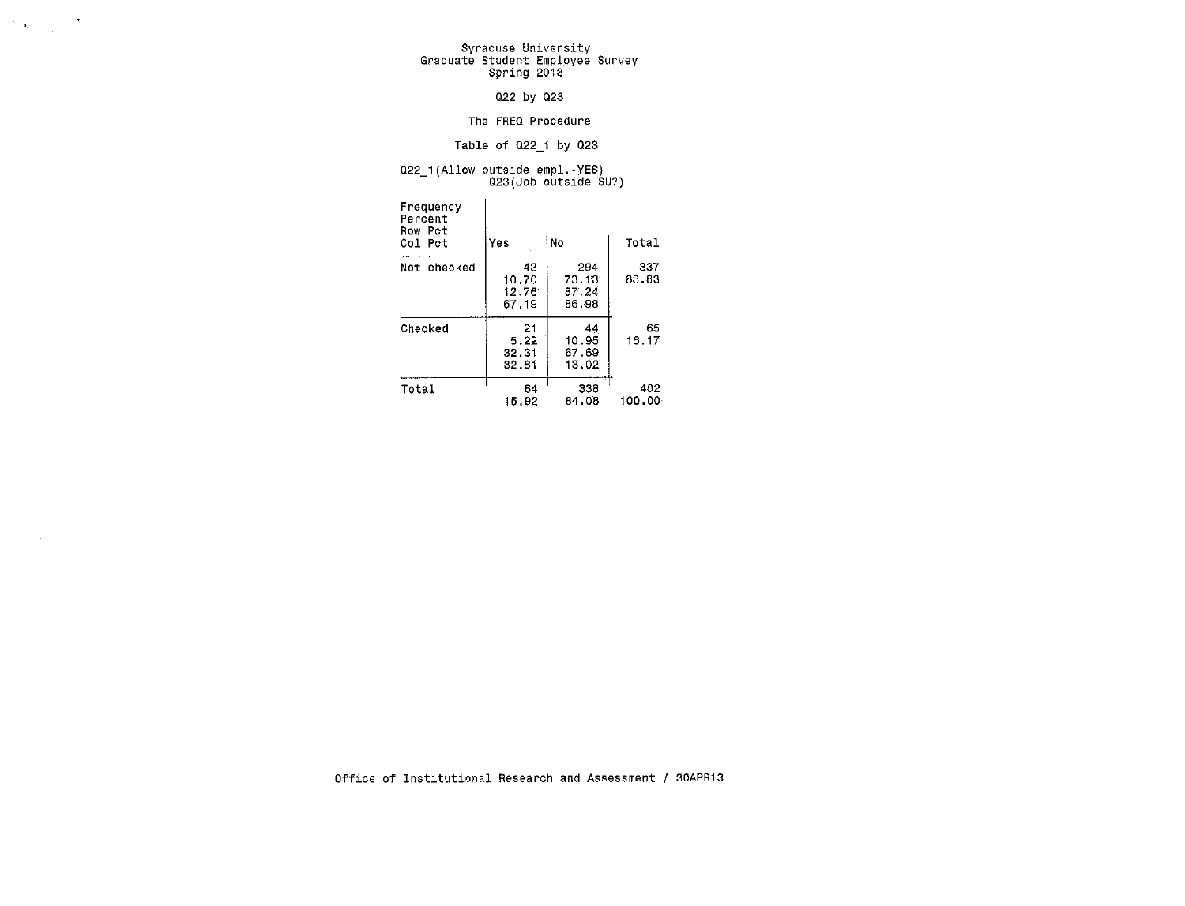Syracuse University
Graduate Student Employee Survey
Spring 2013

Q22 by Q23

The FREQ Procedure

Table of Q22_1 by Q23

Q22_1(Allow outside empl.-YES)
Q23(Job outside SU?)

| Frequency<br>Percent<br>Row Pct<br>Col Pct | Yes | No | Total |
|---|---|---|---|
| Not checked | 43<br>10.70<br>12.76<br>67.19 | 294<br>73.13<br>87.24<br>86.98 | 337<br>83.83 |
| Checked | 21<br>5.22<br>32.31<br>32.81 | 44<br>10.95<br>67.69<br>13.02 | 65<br>16.17 |
| Total | 64<br>15.92 | 338<br>84.08 | 402<br>100.00 |

Office of Institutional Research and Assessment / 30APR13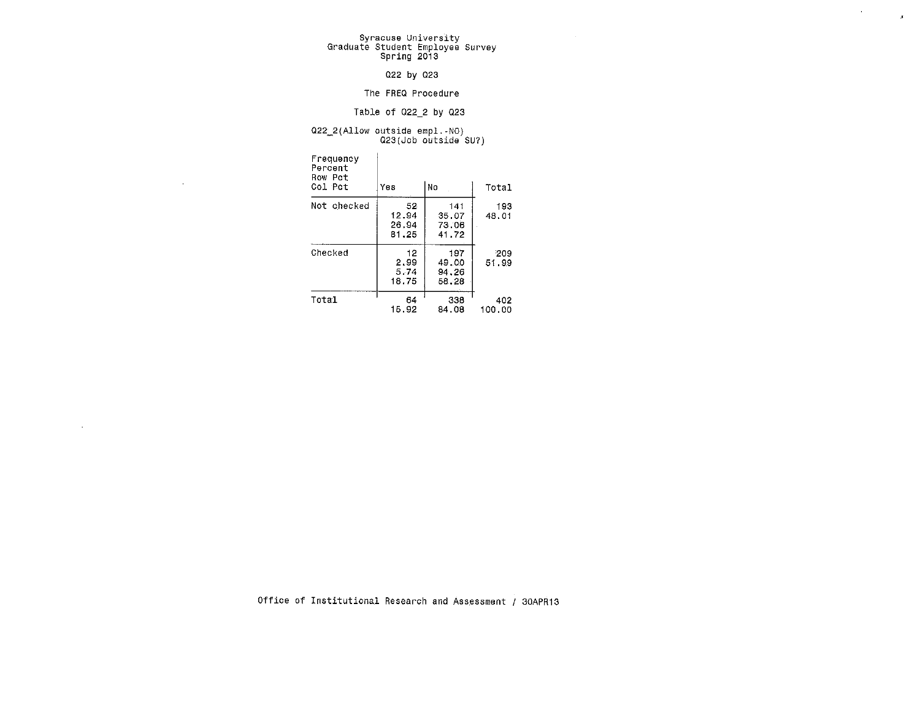Syracuse University
Graduate Student Employee Survey
Spring 2013

Q22 by Q23

The FREQ Procedure

Table of Q22_2 by Q23

Q22_2(Allow outside empl.-NO)
Q23(Job outside SU?)

| Frequency<br>Percent<br>Row Pct<br>Col Pct | Yes | No | Total |
|---|---|---|---|
| Not checked | 52<br>12.94<br>26.94<br>81.25 | 141<br>35.07<br>73.06<br>41.72 | 193<br>48.01 |
| Checked | 12<br>2.99<br>5.74<br>18.75 | 197<br>49.00<br>94.26<br>58.28 | 209<br>51.99 |
| Total | 64<br>15.92 | 338<br>84.08 | 402<br>100.00 |

Office of Institutional Research and Assessment / 30APR13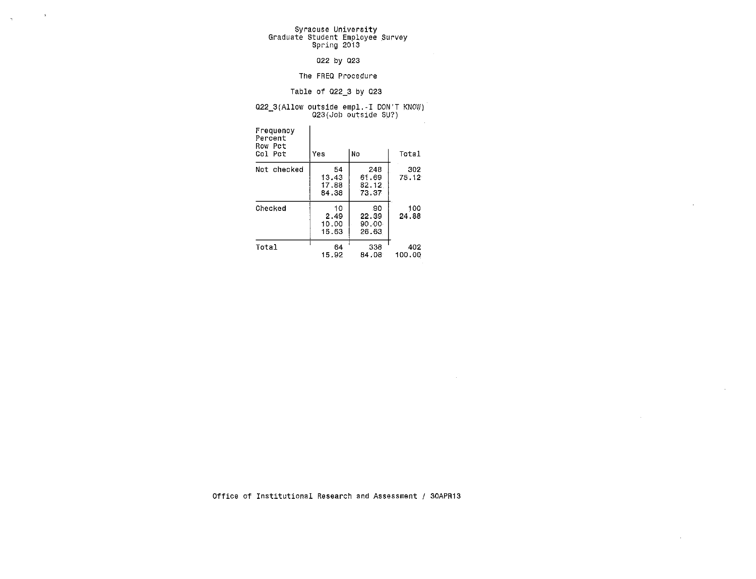Syracuse University
Graduate Student Employee Survey
Spring 2013

Q22 by Q23

The FREQ Procedure

Table of Q22_3 by Q23

Q22_3(Allow outside empl.-I DON'T KNOW)
Q23(Job outside SU?)

| Frequency<br>Percent<br>Row Pct<br>Col Pct | Yes | No | Total |
|---|---|---|---|
| Not checked | 54<br>13.43<br>17.88<br>84.38 | 248<br>61.69<br>82.12<br>73.37 | 302<br>75.12 |
| Checked | 10<br>2.49<br>10.00<br>15.63 | 90<br>22.39<br>90.00<br>26.63 | 100<br>24.88 |
| Total | 64<br>15.92 | 338<br>84.08 | 402<br>100.00 |

Office of Institutional Research and Assessment / 30APR13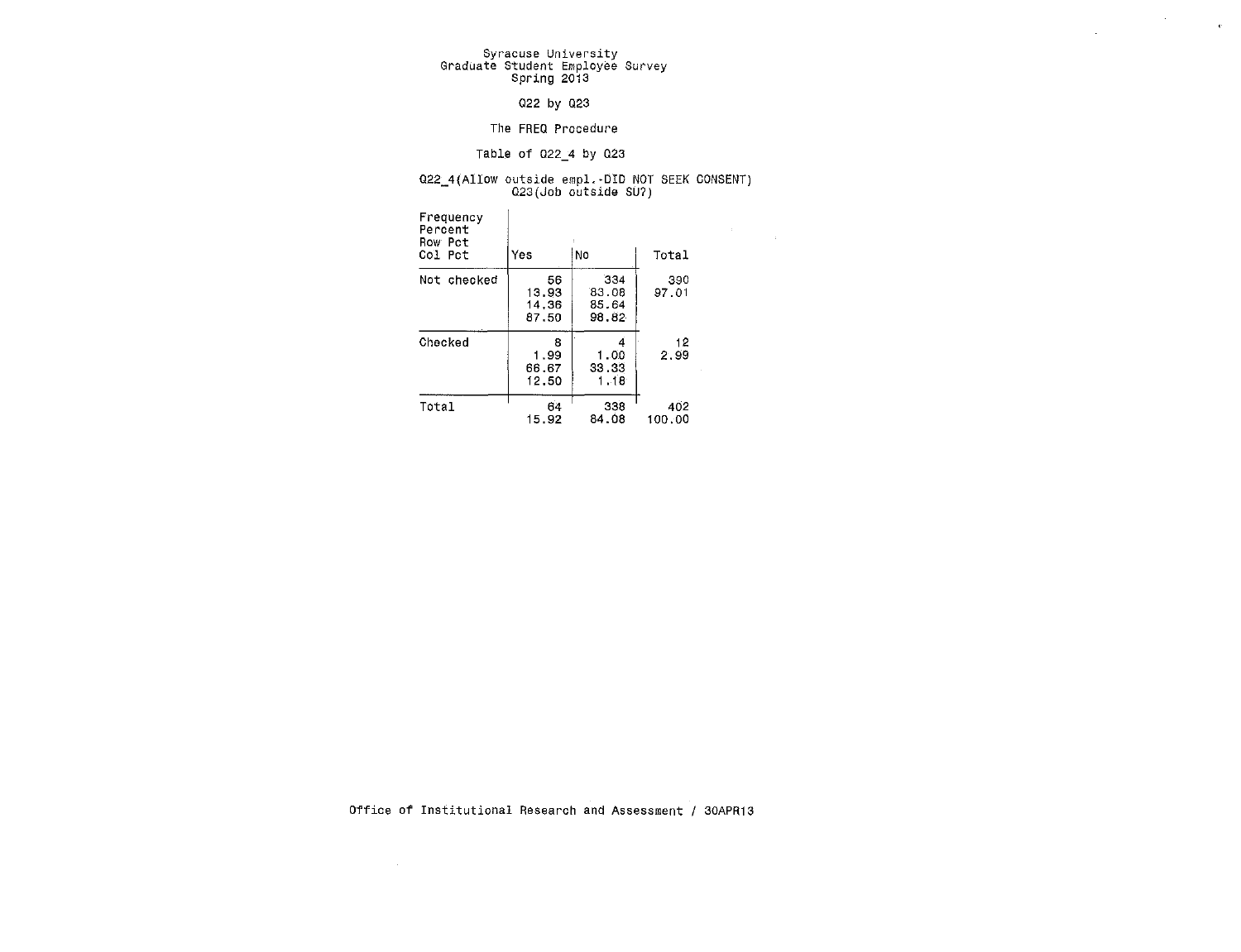Syracuse University
Graduate Student Employee Survey
Spring 2013

Q22 by Q23

The FREQ Procedure

Table of Q22_4 by Q23

Q22_4(Allow outside empl.-DID NOT SEEK CONSENT)
Q23(Job outside SU?)

| Frequency / Percent / Row Pct / Col Pct | Yes | No | Total |
|---|---|---|---|
| Not checked | 56<br>13.93<br>14.36<br>87.50 | 334<br>83.08<br>85.64<br>98.82 | 390<br>97.01 |
| Checked | 8<br>1.99<br>66.67<br>12.50 | 4<br>1.00<br>33.33<br>1.18 | 12<br>2.99 |
| Total | 64<br>15.92 | 338<br>84.08 | 402<br>100.00 |

Office of Institutional Research and Assessment / 30APR13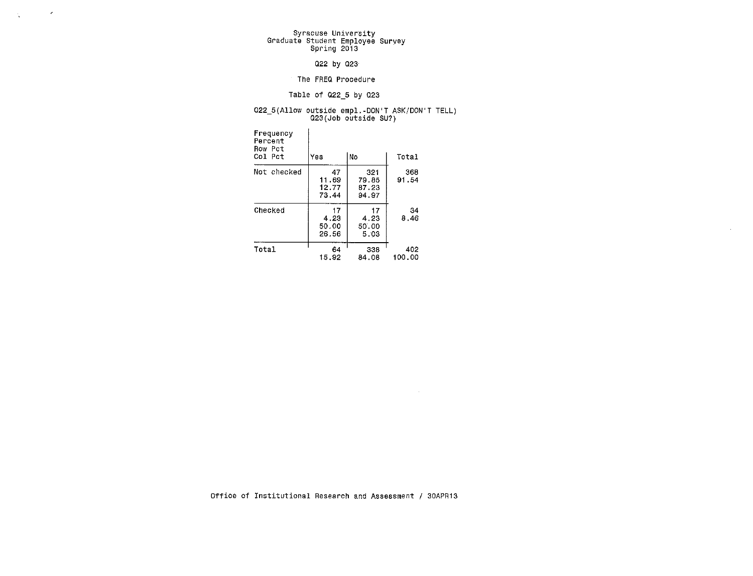Syracuse University
Graduate Student Employee Survey
Spring 2013

Q22 by Q23

The FREQ Procedure

Table of Q22_5 by Q23

Q22_5(Allow outside empl.-DON'T ASK/DON'T TELL)
Q23(Job outside SU?)

| Frequency<br>Percent<br>Row Pct<br>Col Pct | Yes | No | Total |
|---|---|---|---|
| Not checked | 47<br>11.69<br>12.77<br>73.44 | 321<br>79.85<br>87.23<br>94.97 | 368<br>91.54 |
| Checked | 17<br>4.23<br>50.00<br>26.56 | 17<br>4.23<br>50.00<br>5.03 | 34<br>8.46 |
| Total | 64<br>15.92 | 338<br>84.08 | 402<br>100.00 |

Office of Institutional Research and Assessment / 30APR13